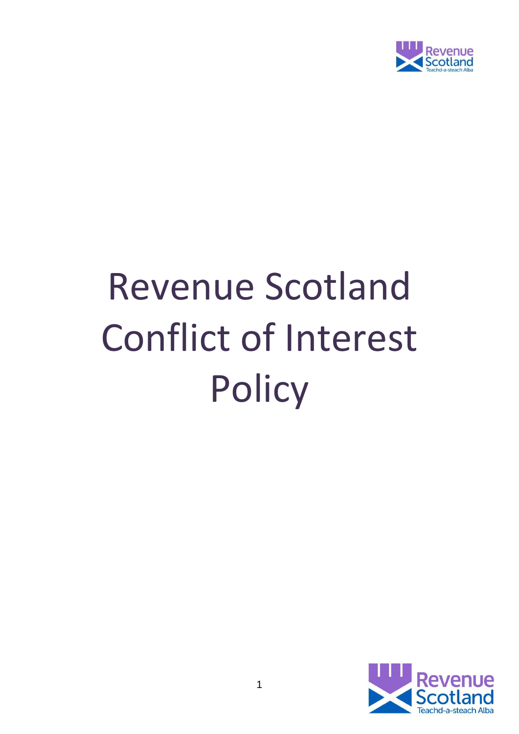# Revenue Scotland Conflict of Interest Policy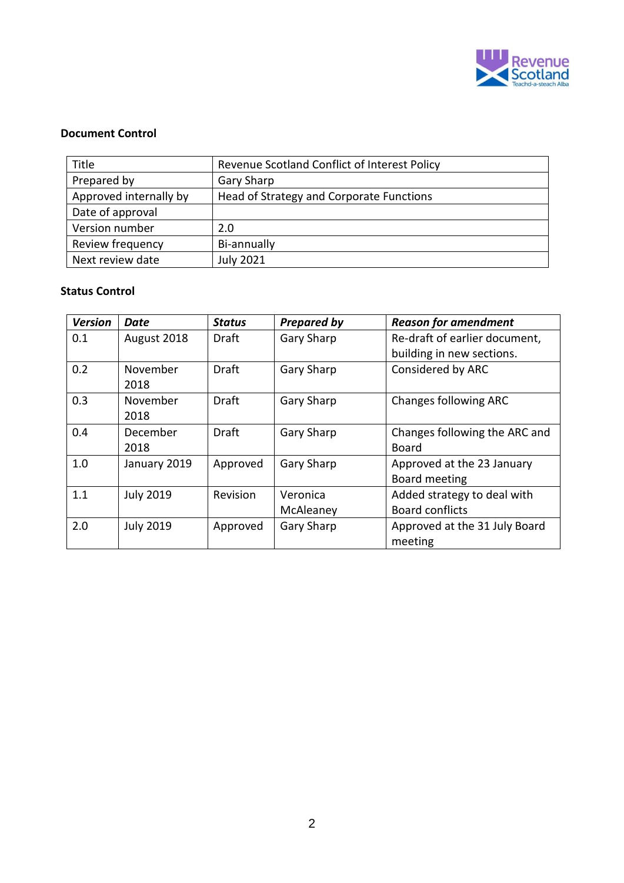**Document Control**

| Title | Revenue Scotland Conflict of Interest Policy |
|---|---|
| Prepared by | Gary Sharp |
| Approved internally by | Head of Strategy and Corporate Functions |
| Date of approval | |
| Version number | 2.0 |
| Review frequency | Bi-annually |
| Next review date | July 2021 |

**Status Control**

| ***Version*** | ***Date*** | ***Status*** | ***Prepared by*** | ***Reason for amendment*** |
|---|---|---|---|---|
| 0.1 | August 2018 | Draft | Gary Sharp | Re-draft of earlier document, building in new sections. |
| 0.2 | November 2018 | Draft | Gary Sharp | Considered by ARC |
| 0.3 | November 2018 | Draft | Gary Sharp | Changes following ARC |
| 0.4 | December 2018 | Draft | Gary Sharp | Changes following the ARC and Board |
| 1.0 | January 2019 | Approved | Gary Sharp | Approved at the 23 January Board meeting |
| 1.1 | July 2019 | Revision | Veronica McAleaney | Added strategy to deal with Board conflicts |
| 2.0 | July 2019 | Approved | Gary Sharp | Approved at the 31 July Board meeting |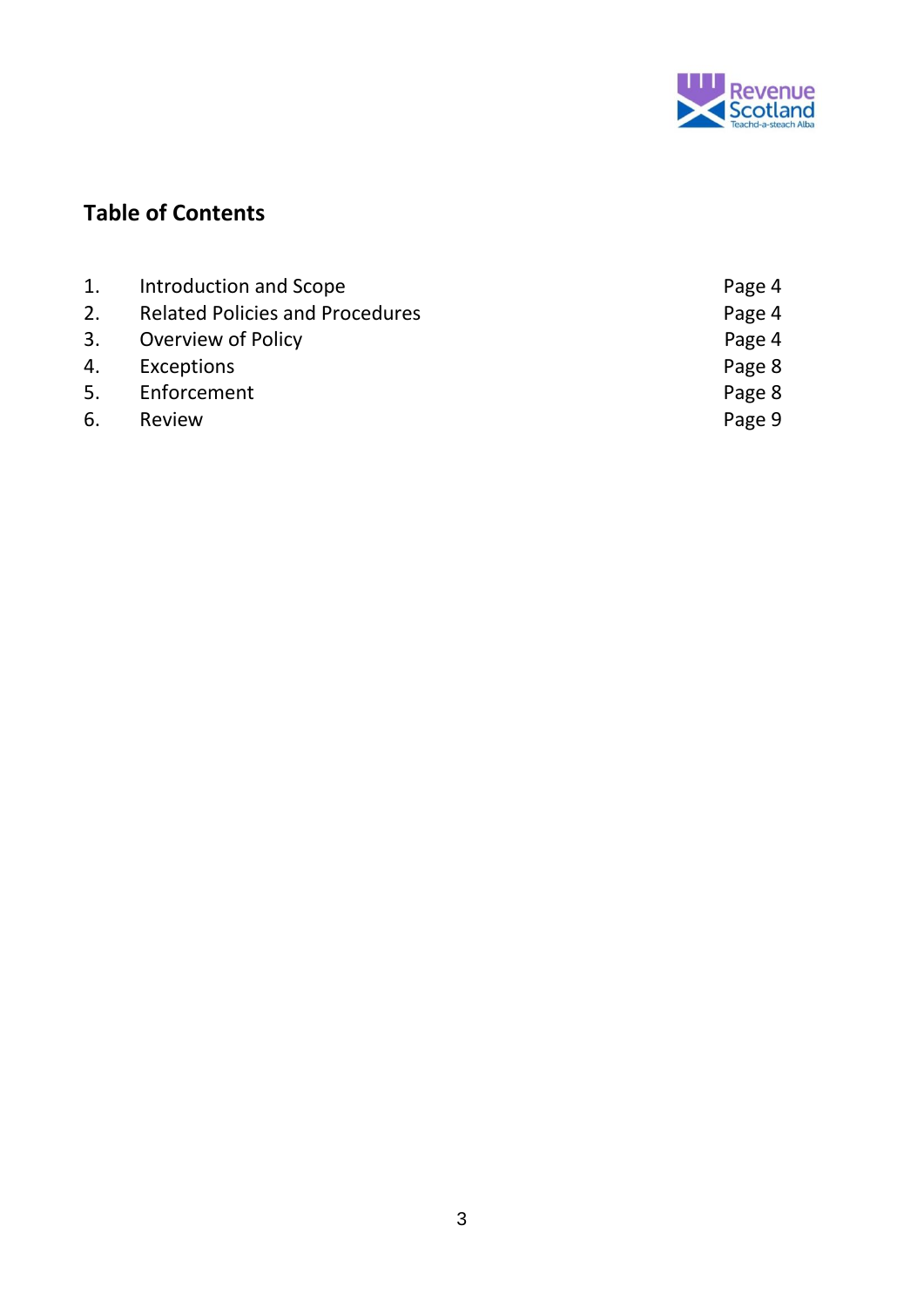## Table of Contents

| | | |
|---|---|---|
| 1. | Introduction and Scope | Page 4 |
| 2. | Related Policies and Procedures | Page 4 |
| 3. | Overview of Policy | Page 4 |
| 4. | Exceptions | Page 8 |
| 5. | Enforcement | Page 8 |
| 6. | Review | Page 9 |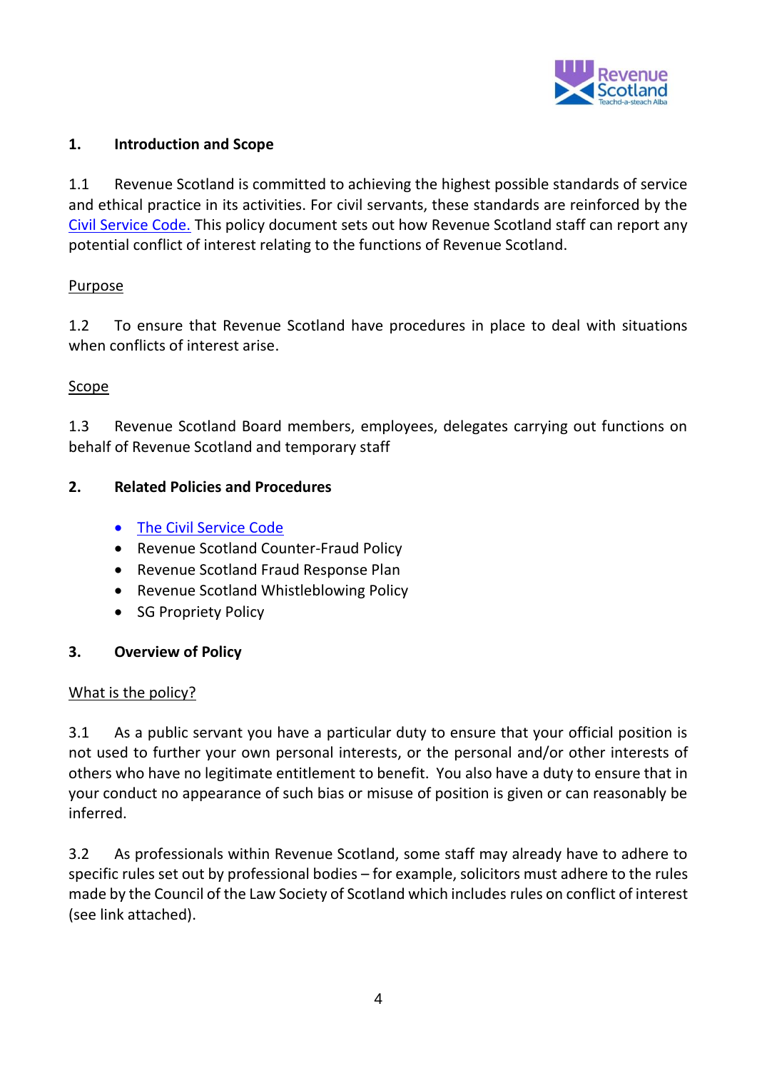## 1. Introduction and Scope

1.1 Revenue Scotland is committed to achieving the highest possible standards of service and ethical practice in its activities. For civil servants, these standards are reinforced by the Civil Service Code. This policy document sets out how Revenue Scotland staff can report any potential conflict of interest relating to the functions of Revenue Scotland.

### Purpose

1.2 To ensure that Revenue Scotland have procedures in place to deal with situations when conflicts of interest arise.

### Scope

1.3 Revenue Scotland Board members, employees, delegates carrying out functions on behalf of Revenue Scotland and temporary staff

## 2. Related Policies and Procedures

- The Civil Service Code
- Revenue Scotland Counter-Fraud Policy
- Revenue Scotland Fraud Response Plan
- Revenue Scotland Whistleblowing Policy
- SG Propriety Policy

## 3. Overview of Policy

### What is the policy?

3.1 As a public servant you have a particular duty to ensure that your official position is not used to further your own personal interests, or the personal and/or other interests of others who have no legitimate entitlement to benefit. You also have a duty to ensure that in your conduct no appearance of such bias or misuse of position is given or can reasonably be inferred.

3.2 As professionals within Revenue Scotland, some staff may already have to adhere to specific rules set out by professional bodies – for example, solicitors must adhere to the rules made by the Council of the Law Society of Scotland which includes rules on conflict of interest (see link attached).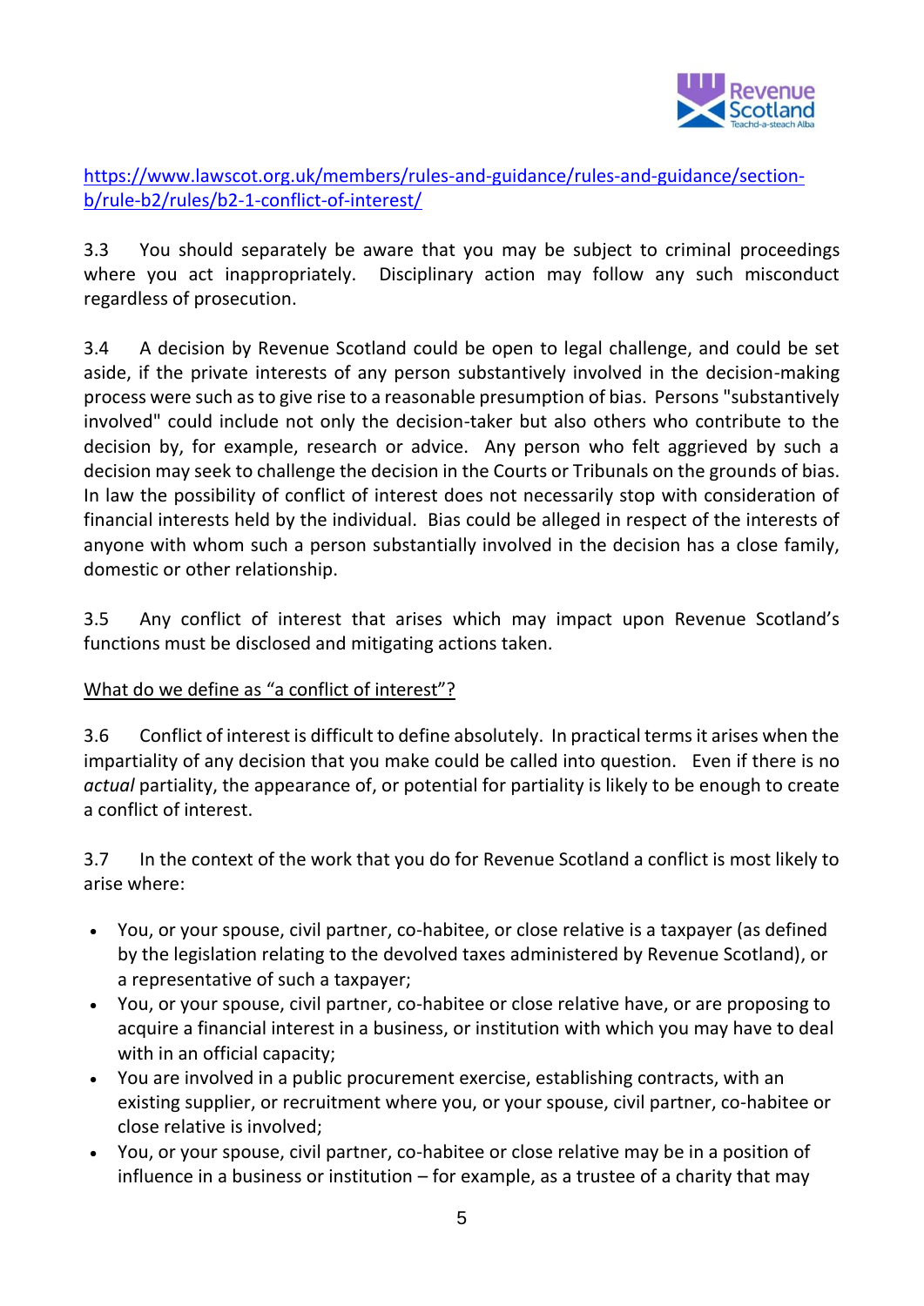https://www.lawscot.org.uk/members/rules-and-guidance/rules-and-guidance/section-b/rule-b2/rules/b2-1-conflict-of-interest/

3.3 You should separately be aware that you may be subject to criminal proceedings where you act inappropriately. Disciplinary action may follow any such misconduct regardless of prosecution.

3.4 A decision by Revenue Scotland could be open to legal challenge, and could be set aside, if the private interests of any person substantively involved in the decision-making process were such as to give rise to a reasonable presumption of bias. Persons "substantively involved" could include not only the decision-taker but also others who contribute to the decision by, for example, research or advice. Any person who felt aggrieved by such a decision may seek to challenge the decision in the Courts or Tribunals on the grounds of bias. In law the possibility of conflict of interest does not necessarily stop with consideration of financial interests held by the individual. Bias could be alleged in respect of the interests of anyone with whom such a person substantially involved in the decision has a close family, domestic or other relationship.

3.5 Any conflict of interest that arises which may impact upon Revenue Scotland's functions must be disclosed and mitigating actions taken.

<u>What do we define as "a conflict of interest"?</u>

3.6 Conflict of interest is difficult to define absolutely. In practical terms it arises when the impartiality of any decision that you make could be called into question. Even if there is no *actual* partiality, the appearance of, or potential for partiality is likely to be enough to create a conflict of interest.

3.7 In the context of the work that you do for Revenue Scotland a conflict is most likely to arise where:

- You, or your spouse, civil partner, co-habitee, or close relative is a taxpayer (as defined by the legislation relating to the devolved taxes administered by Revenue Scotland), or a representative of such a taxpayer;
- You, or your spouse, civil partner, co-habitee or close relative have, or are proposing to acquire a financial interest in a business, or institution with which you may have to deal with in an official capacity;
- You are involved in a public procurement exercise, establishing contracts, with an existing supplier, or recruitment where you, or your spouse, civil partner, co-habitee or close relative is involved;
- You, or your spouse, civil partner, co-habitee or close relative may be in a position of influence in a business or institution – for example, as a trustee of a charity that may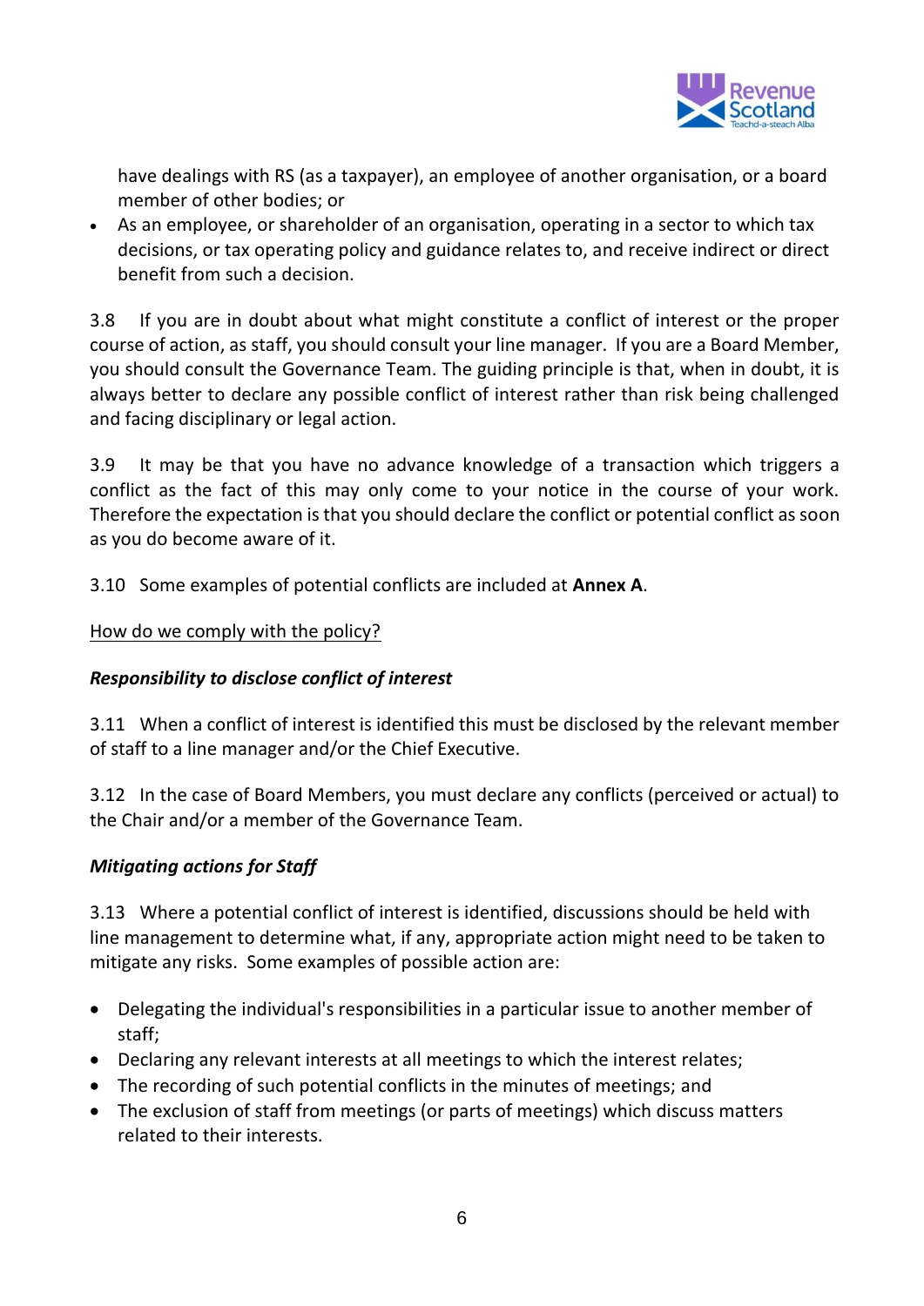have dealings with RS (as a taxpayer), an employee of another organisation, or a board member of other bodies; or

- As an employee, or shareholder of an organisation, operating in a sector to which tax decisions, or tax operating policy and guidance relates to, and receive indirect or direct benefit from such a decision.

3.8 If you are in doubt about what might constitute a conflict of interest or the proper course of action, as staff, you should consult your line manager. If you are a Board Member, you should consult the Governance Team. The guiding principle is that, when in doubt, it is always better to declare any possible conflict of interest rather than risk being challenged and facing disciplinary or legal action.

3.9 It may be that you have no advance knowledge of a transaction which triggers a conflict as the fact of this may only come to your notice in the course of your work. Therefore the expectation is that you should declare the conflict or potential conflict as soon as you do become aware of it.

3.10 Some examples of potential conflicts are included at **Annex A**.

How do we comply with the policy?

***Responsibility to disclose conflict of interest***

3.11 When a conflict of interest is identified this must be disclosed by the relevant member of staff to a line manager and/or the Chief Executive.

3.12 In the case of Board Members, you must declare any conflicts (perceived or actual) to the Chair and/or a member of the Governance Team.

***Mitigating actions for Staff***

3.13 Where a potential conflict of interest is identified, discussions should be held with line management to determine what, if any, appropriate action might need to be taken to mitigate any risks. Some examples of possible action are:

- Delegating the individual's responsibilities in a particular issue to another member of staff;
- Declaring any relevant interests at all meetings to which the interest relates;
- The recording of such potential conflicts in the minutes of meetings; and
- The exclusion of staff from meetings (or parts of meetings) which discuss matters related to their interests.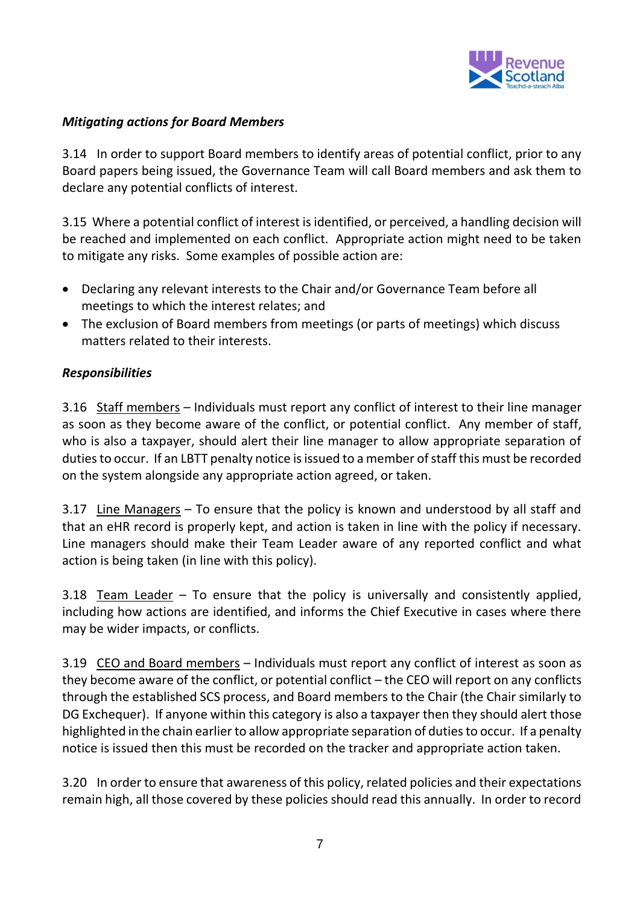*Mitigating actions for Board Members*

3.14 In order to support Board members to identify areas of potential conflict, prior to any Board papers being issued, the Governance Team will call Board members and ask them to declare any potential conflicts of interest.

3.15 Where a potential conflict of interest is identified, or perceived, a handling decision will be reached and implemented on each conflict. Appropriate action might need to be taken to mitigate any risks. Some examples of possible action are:

- Declaring any relevant interests to the Chair and/or Governance Team before all meetings to which the interest relates; and
- The exclusion of Board members from meetings (or parts of meetings) which discuss matters related to their interests.

***Responsibilities***

3.16 <u>Staff members</u> – Individuals must report any conflict of interest to their line manager as soon as they become aware of the conflict, or potential conflict. Any member of staff, who is also a taxpayer, should alert their line manager to allow appropriate separation of duties to occur. If an LBTT penalty notice is issued to a member of staff this must be recorded on the system alongside any appropriate action agreed, or taken.

3.17 <u>Line Managers</u> – To ensure that the policy is known and understood by all staff and that an eHR record is properly kept, and action is taken in line with the policy if necessary. Line managers should make their Team Leader aware of any reported conflict and what action is being taken (in line with this policy).

3.18 <u>Team Leader</u> – To ensure that the policy is universally and consistently applied, including how actions are identified, and informs the Chief Executive in cases where there may be wider impacts, or conflicts.

3.19 <u>CEO and Board members</u> – Individuals must report any conflict of interest as soon as they become aware of the conflict, or potential conflict – the CEO will report on any conflicts through the established SCS process, and Board members to the Chair (the Chair similarly to DG Exchequer). If anyone within this category is also a taxpayer then they should alert those highlighted in the chain earlier to allow appropriate separation of duties to occur. If a penalty notice is issued then this must be recorded on the tracker and appropriate action taken.

3.20 In order to ensure that awareness of this policy, related policies and their expectations remain high, all those covered by these policies should read this annually. In order to record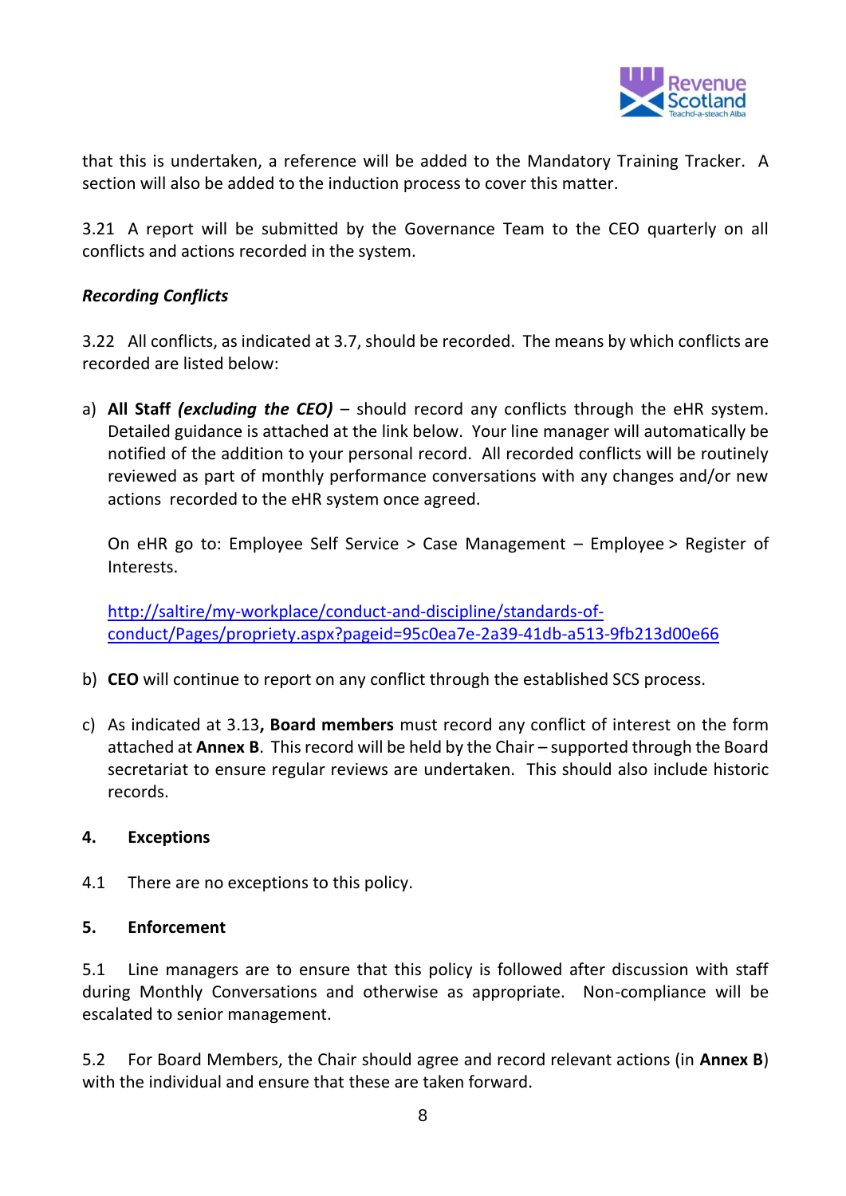that this is undertaken, a reference will be added to the Mandatory Training Tracker. A section will also be added to the induction process to cover this matter.

3.21 A report will be submitted by the Governance Team to the CEO quarterly on all conflicts and actions recorded in the system.

***Recording Conflicts***

3.22 All conflicts, as indicated at 3.7, should be recorded. The means by which conflicts are recorded are listed below:

a) **All Staff *(excluding the CEO)*** – should record any conflicts through the eHR system. Detailed guidance is attached at the link below. Your line manager will automatically be notified of the addition to your personal record. All recorded conflicts will be routinely reviewed as part of monthly performance conversations with any changes and/or new actions recorded to the eHR system once agreed.

   On eHR go to: Employee Self Service > Case Management – Employee > Register of Interests.

   http://saltire/my-workplace/conduct-and-discipline/standards-of-conduct/Pages/propriety.aspx?pageid=95c0ea7e-2a39-41db-a513-9fb213d00e66

b) **CEO** will continue to report on any conflict through the established SCS process.

c) As indicated at 3.13**, Board members** must record any conflict of interest on the form attached at **Annex B**. This record will be held by the Chair – supported through the Board secretariat to ensure regular reviews are undertaken. This should also include historic records.

## 4. Exceptions

4.1 There are no exceptions to this policy.

## 5. Enforcement

5.1 Line managers are to ensure that this policy is followed after discussion with staff during Monthly Conversations and otherwise as appropriate. Non-compliance will be escalated to senior management.

5.2 For Board Members, the Chair should agree and record relevant actions (in **Annex B**) with the individual and ensure that these are taken forward.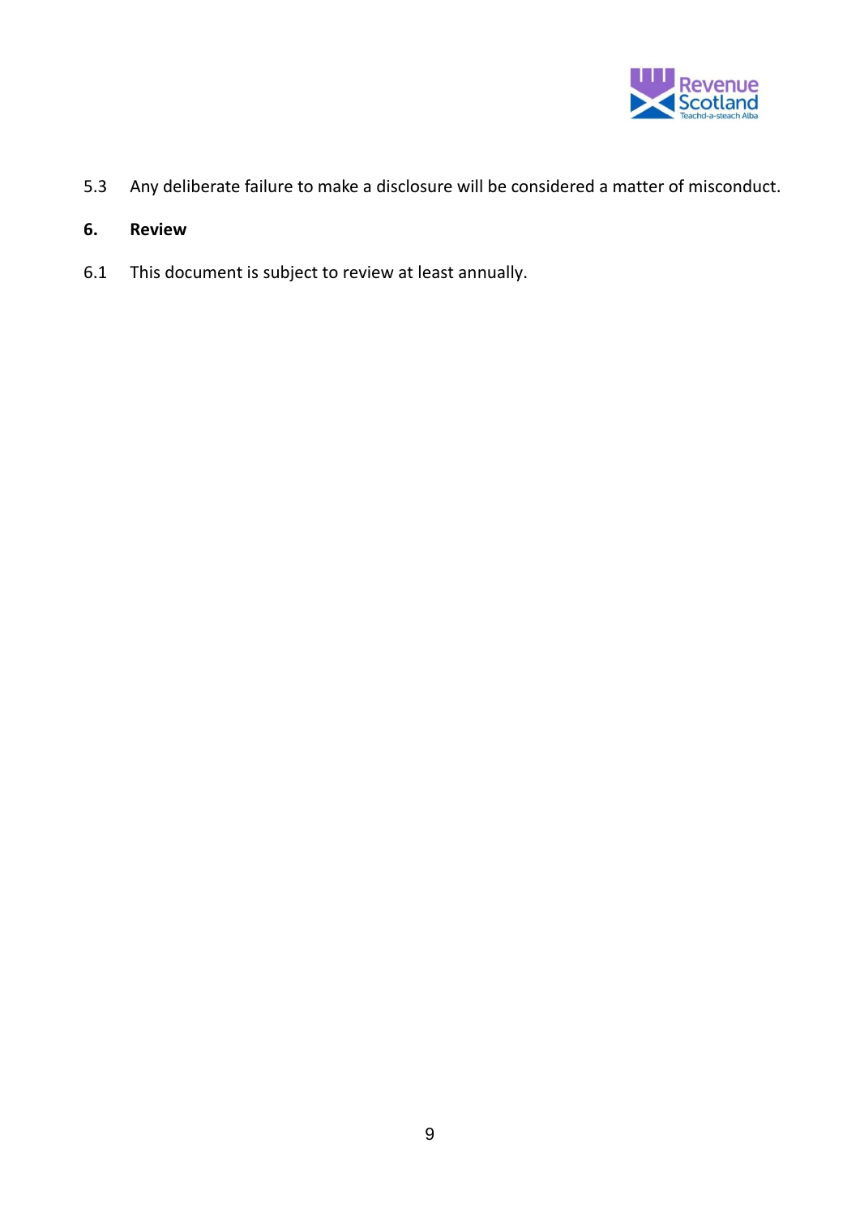5.3 Any deliberate failure to make a disclosure will be considered a matter of misconduct.

## 6. Review

6.1 This document is subject to review at least annually.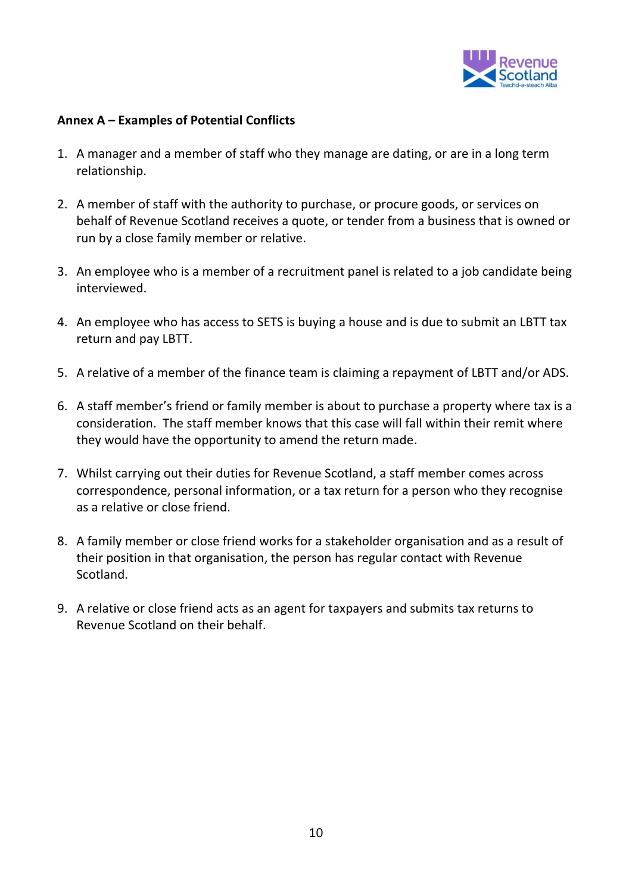**Annex A – Examples of Potential Conflicts**

1. A manager and a member of staff who they manage are dating, or are in a long term relationship.

2. A member of staff with the authority to purchase, or procure goods, or services on behalf of Revenue Scotland receives a quote, or tender from a business that is owned or run by a close family member or relative.

3. An employee who is a member of a recruitment panel is related to a job candidate being interviewed.

4. An employee who has access to SETS is buying a house and is due to submit an LBTT tax return and pay LBTT.

5. A relative of a member of the finance team is claiming a repayment of LBTT and/or ADS.

6. A staff member's friend or family member is about to purchase a property where tax is a consideration. The staff member knows that this case will fall within their remit where they would have the opportunity to amend the return made.

7. Whilst carrying out their duties for Revenue Scotland, a staff member comes across correspondence, personal information, or a tax return for a person who they recognise as a relative or close friend.

8. A family member or close friend works for a stakeholder organisation and as a result of their position in that organisation, the person has regular contact with Revenue Scotland.

9. A relative or close friend acts as an agent for taxpayers and submits tax returns to Revenue Scotland on their behalf.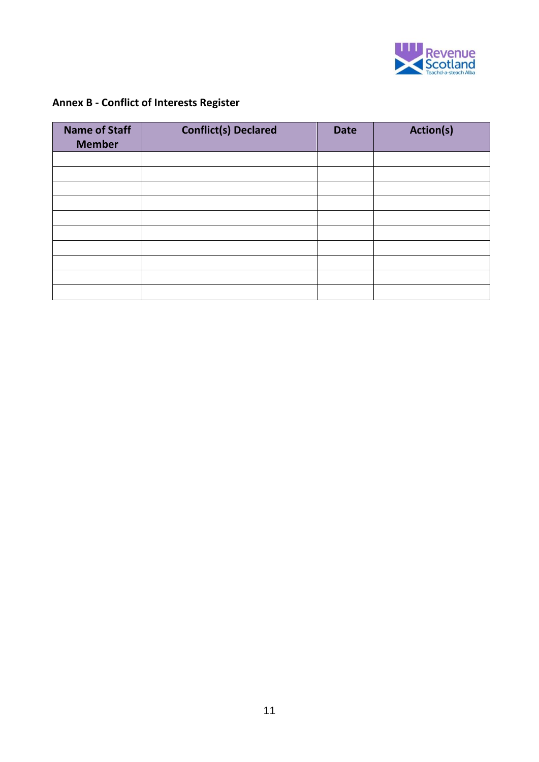**Annex B - Conflict of Interests Register**

| Name of Staff Member | Conflict(s) Declared | Date | Action(s) |
|---|---|---|---|
| | | | |
| | | | |
| | | | |
| | | | |
| | | | |
| | | | |
| | | | |
| | | | |
| | | | |
| | | | |